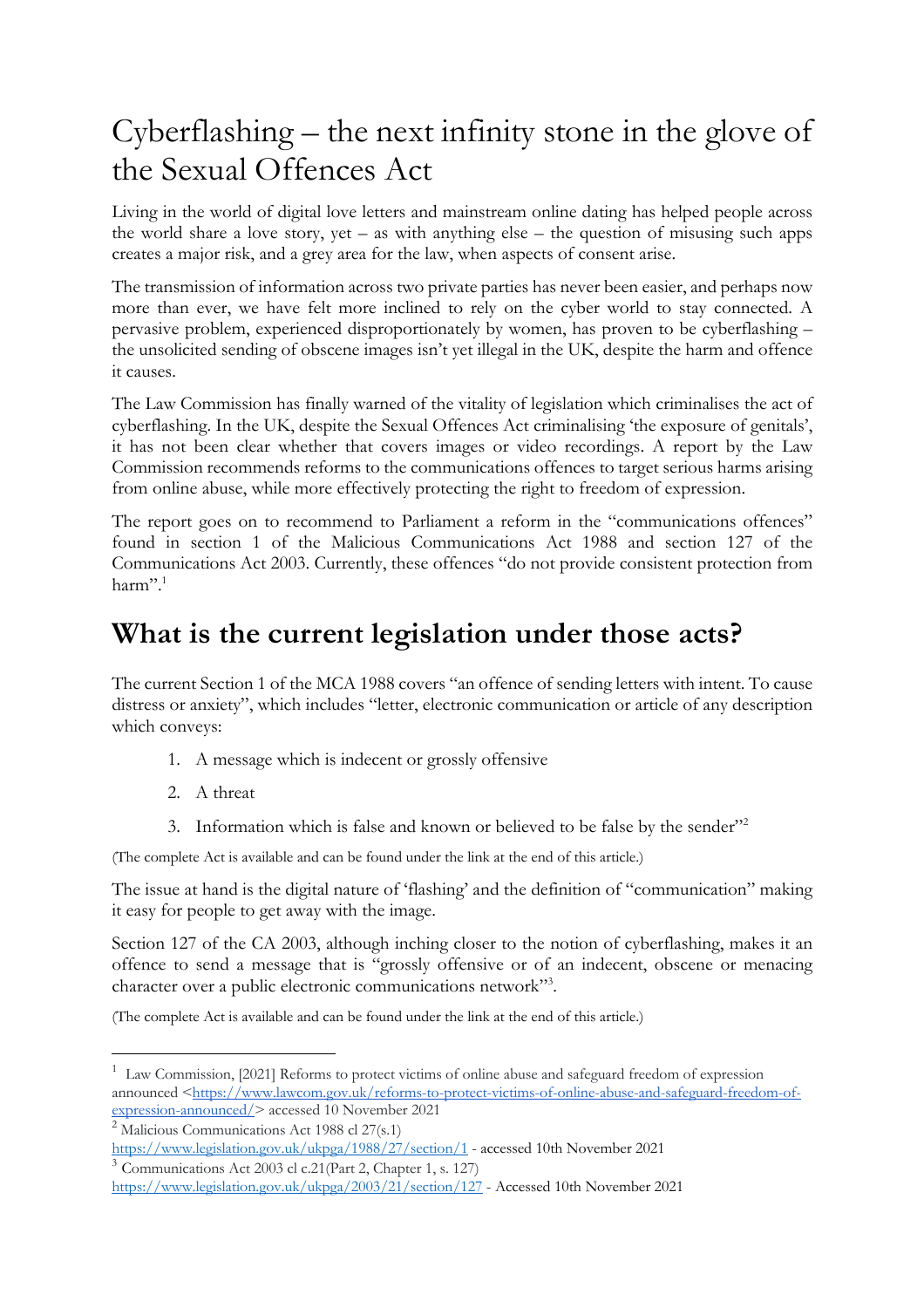# Cyberflashing – the next infinity stone in the glove of the Sexual Offences Act

Living in the world of digital love letters and mainstream online dating has helped people across the world share a love story, yet – as with anything else – the question of misusing such apps creates a major risk, and a grey area for the law, when aspects of consent arise.

The transmission of information across two private parties has never been easier, and perhaps now more than ever, we have felt more inclined to rely on the cyber world to stay connected. A pervasive problem, experienced disproportionately by women, has proven to be cyberflashing – the unsolicited sending of obscene images isn't yet illegal in the UK, despite the harm and offence it causes.

The Law Commission has finally warned of the vitality of legislation which criminalises the act of cyberflashing. In the UK, despite the Sexual Offences Act criminalising 'the exposure of genitals', it has not been clear whether that covers images or video recordings. A report by the Law Commission recommends reforms to the communications offences to target serious harms arising from online abuse, while more effectively protecting the right to freedom of expression.

The report goes on to recommend to Parliament a reform in the "communications offences" found in section 1 of the Malicious Communications Act 1988 and section 127 of the Communications Act 2003. Currently, these offences "do not provide consistent protection from harm".[1]

## What is the current legislation under those acts?

The current Section 1 of the MCA 1988 covers "an offence of sending letters with intent. To cause distress or anxiety", which includes "letter, electronic communication or article of any description which conveys:

1. A message which is indecent or grossly offensive
2. A threat
3. Information which is false and known or believed to be false by the sender"[2]

(The complete Act is available and can be found under the link at the end of this article.)

The issue at hand is the digital nature of 'flashing' and the definition of "communication" making it easy for people to get away with the image.

Section 127 of the CA 2003, although inching closer to the notion of cyberflashing, makes it an offence to send a message that is "grossly offensive or of an indecent, obscene or menacing character over a public electronic communications network"[3].

(The complete Act is available and can be found under the link at the end of this article.)

---

[1] Law Commission, [2021] Reforms to protect victims of online abuse and safeguard freedom of expression announced <https://www.lawcom.gov.uk/reforms-to-protect-victims-of-online-abuse-and-safeguard-freedom-of-expression-announced/> accessed 10 November 2021

[2] Malicious Communications Act 1988 cl 27(s.1) https://www.legislation.gov.uk/ukpga/1988/27/section/1 - accessed 10th November 2021

[3] Communications Act 2003 cl c.21(Part 2, Chapter 1, s. 127) https://www.legislation.gov.uk/ukpga/2003/21/section/127 - Accessed 10th November 2021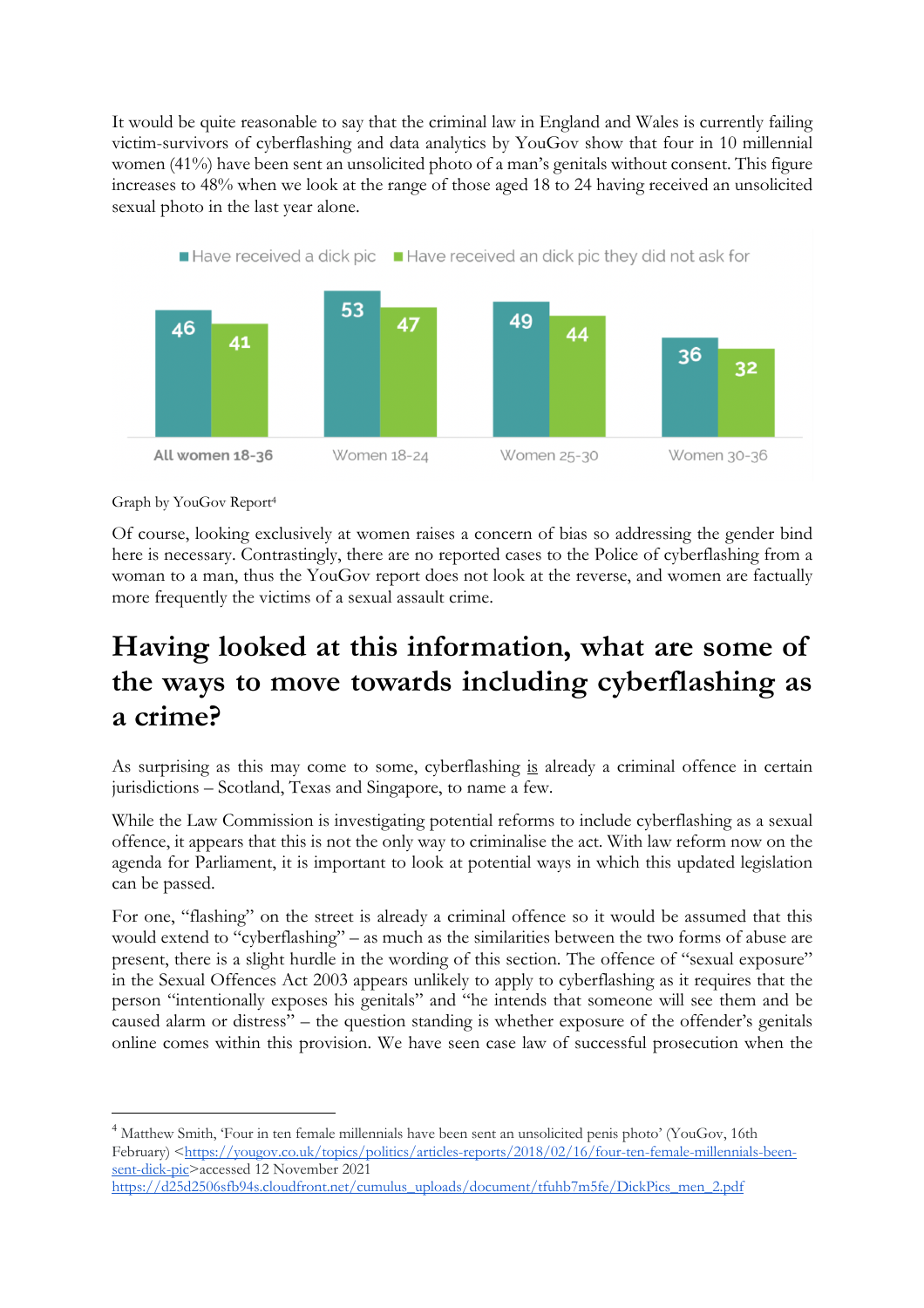It would be quite reasonable to say that the criminal law in England and Wales is currently failing victim-survivors of cyberflashing and data analytics by YouGov show that four in 10 millennial women (41%) have been sent an unsolicited photo of a man's genitals without consent. This figure increases to 48% when we look at the range of those aged 18 to 24 having received an unsolicited sexual photo in the last year alone.

Have received a dick pic
Have received an dick pic they did not ask for

46
41
All women 18-36

53
47
Women 18-24

49
44
Women 25-30

36
32
Women 30-36

Graph by YouGov Report[4]

Of course, looking exclusively at women raises a concern of bias so addressing the gender bind here is necessary. Contrastingly, there are no reported cases to the Police of cyberflashing from a woman to a man, thus the YouGov report does not look at the reverse, and women are factually more frequently the victims of a sexual assault crime.

# Having looked at this information, what are some of the ways to move towards including cyberflashing as a crime?

As surprising as this may come to some, cyberflashing is already a criminal offence in certain jurisdictions – Scotland, Texas and Singapore, to name a few.

While the Law Commission is investigating potential reforms to include cyberflashing as a sexual offence, it appears that this is not the only way to criminalise the act. With law reform now on the agenda for Parliament, it is important to look at potential ways in which this updated legislation can be passed.

For one, "flashing" on the street is already a criminal offence so it would be assumed that this would extend to "cyberflashing" – as much as the similarities between the two forms of abuse are present, there is a slight hurdle in the wording of this section. The offence of "sexual exposure" in the Sexual Offences Act 2003 appears unlikely to apply to cyberflashing as it requires that the person "intentionally exposes his genitals" and "he intends that someone will see them and be caused alarm or distress" – the question standing is whether exposure of the offender's genitals online comes within this provision. We have seen case law of successful prosecution when the

---

[4] Matthew Smith, 'Four in ten female millennials have been sent an unsolicited penis photo' (YouGov, 16th February) <https://yougov.co.uk/topics/politics/articles-reports/2018/02/16/four-ten-female-millennials-been-sent-dick-pic>accessed 12 November 2021
https://d25d2506sfb94s.cloudfront.net/cumulus_uploads/document/tfuhb7m5fe/DickPics_men_2.pdf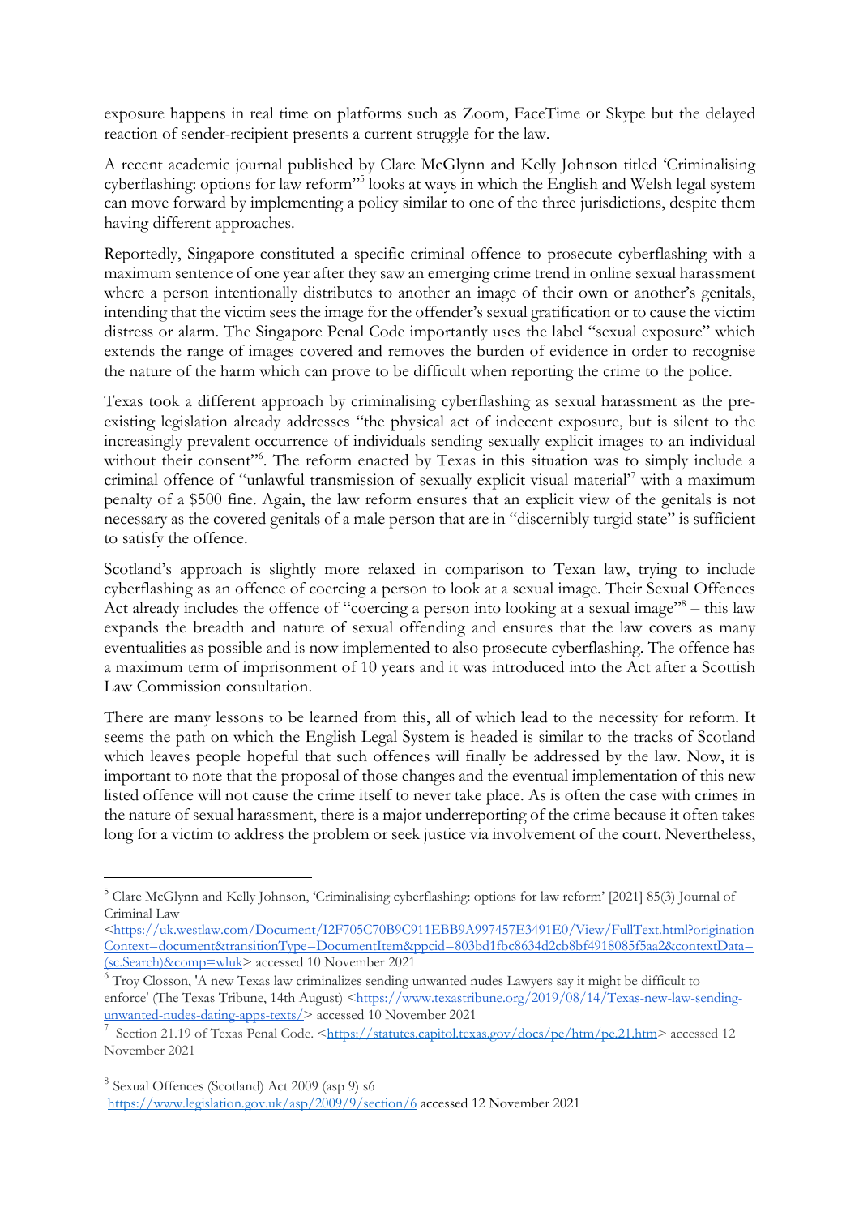exposure happens in real time on platforms such as Zoom, FaceTime or Skype but the delayed reaction of sender-recipient presents a current struggle for the law.

A recent academic journal published by Clare McGlynn and Kelly Johnson titled 'Criminalising cyberflashing: options for law reform"[5] looks at ways in which the English and Welsh legal system can move forward by implementing a policy similar to one of the three jurisdictions, despite them having different approaches.

Reportedly, Singapore constituted a specific criminal offence to prosecute cyberflashing with a maximum sentence of one year after they saw an emerging crime trend in online sexual harassment where a person intentionally distributes to another an image of their own or another's genitals, intending that the victim sees the image for the offender's sexual gratification or to cause the victim distress or alarm. The Singapore Penal Code importantly uses the label "sexual exposure" which extends the range of images covered and removes the burden of evidence in order to recognise the nature of the harm which can prove to be difficult when reporting the crime to the police.

Texas took a different approach by criminalising cyberflashing as sexual harassment as the pre-existing legislation already addresses "the physical act of indecent exposure, but is silent to the increasingly prevalent occurrence of individuals sending sexually explicit images to an individual without their consent"[6]. The reform enacted by Texas in this situation was to simply include a criminal offence of "unlawful transmission of sexually explicit visual material'[7] with a maximum penalty of a $500 fine. Again, the law reform ensures that an explicit view of the genitals is not necessary as the covered genitals of a male person that are in "discernibly turgid state" is sufficient to satisfy the offence.

Scotland's approach is slightly more relaxed in comparison to Texan law, trying to include cyberflashing as an offence of coercing a person to look at a sexual image. Their Sexual Offences Act already includes the offence of "coercing a person into looking at a sexual image"[8] – this law expands the breadth and nature of sexual offending and ensures that the law covers as many eventualities as possible and is now implemented to also prosecute cyberflashing. The offence has a maximum term of imprisonment of 10 years and it was introduced into the Act after a Scottish Law Commission consultation.

There are many lessons to be learned from this, all of which lead to the necessity for reform. It seems the path on which the English Legal System is headed is similar to the tracks of Scotland which leaves people hopeful that such offences will finally be addressed by the law. Now, it is important to note that the proposal of those changes and the eventual implementation of this new listed offence will not cause the crime itself to never take place. As is often the case with crimes in the nature of sexual harassment, there is a major underreporting of the crime because it often takes long for a victim to address the problem or seek justice via involvement of the court. Nevertheless,

---

[5] Clare McGlynn and Kelly Johnson, 'Criminalising cyberflashing: options for law reform' [2021] 85(3) Journal of Criminal Law <https://uk.westlaw.com/Document/I2F705C70B9C911EBB9A997457E3491E0/View/FullText.html?originationContext=document&transitionType=DocumentItem&ppcid=803bd1fbc8634d2cb8bf4918085f5aa2&contextData=(sc.Search)&comp=wluk> accessed 10 November 2021

[6] Troy Closson, 'A new Texas law criminalizes sending unwanted nudes Lawyers say it might be difficult to enforce' (The Texas Tribune, 14th August) <https://www.texastribune.org/2019/08/14/Texas-new-law-sending-unwanted-nudes-dating-apps-texts/> accessed 10 November 2021

[7] Section 21.19 of Texas Penal Code. <https://statutes.capitol.texas.gov/docs/pe/htm/pe.21.htm> accessed 12 November 2021

[8] Sexual Offences (Scotland) Act 2009 (asp 9) s6 https://www.legislation.gov.uk/asp/2009/9/section/6 accessed 12 November 2021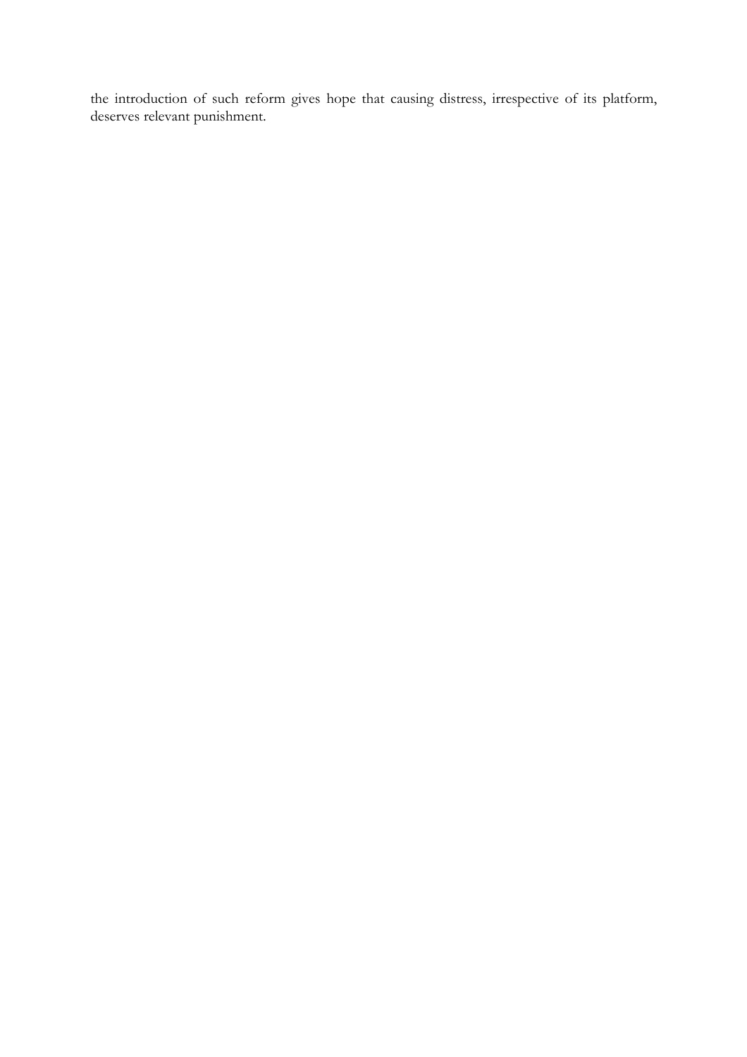the introduction of such reform gives hope that causing distress, irrespective of its platform, deserves relevant punishment.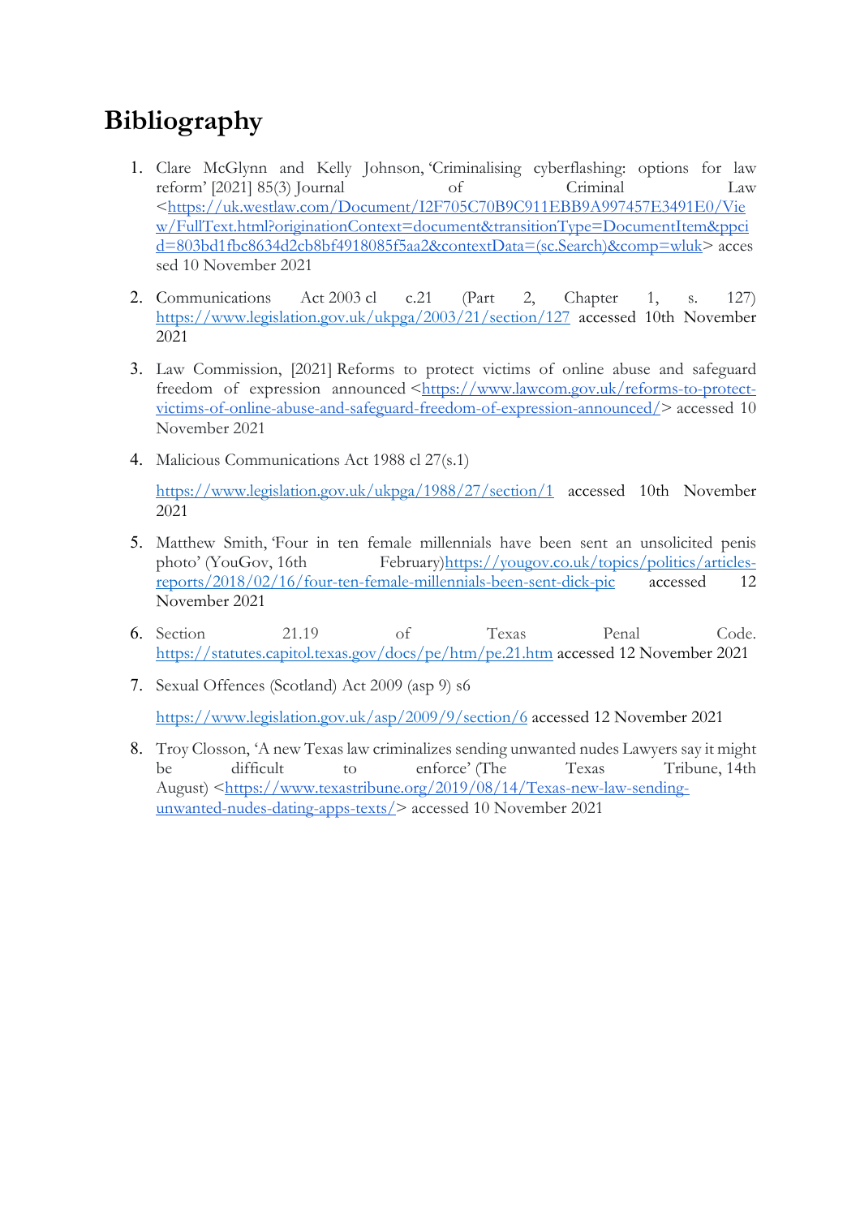# Bibliography

1. Clare McGlynn and Kelly Johnson, 'Criminalising cyberflashing: options for law reform' [2021] 85(3) Journal of Criminal Law <https://uk.westlaw.com/Document/I2F705C70B9C911EBB9A997457E3491E0/View/FullText.html?originationContext=document&transitionType=DocumentItem&ppcid=803bd1fbc8634d2cb8bf4918085f5aa2&contextData=(sc.Search)&comp=wluk> accessed 10 November 2021

2. Communications Act 2003 cl c.21 (Part 2, Chapter 1, s. 127) https://www.legislation.gov.uk/ukpga/2003/21/section/127 accessed 10th November 2021

3. Law Commission, [2021] Reforms to protect victims of online abuse and safeguard freedom of expression announced <https://www.lawcom.gov.uk/reforms-to-protect-victims-of-online-abuse-and-safeguard-freedom-of-expression-announced/> accessed 10 November 2021

4. Malicious Communications Act 1988 cl 27(s.1)

   https://www.legislation.gov.uk/ukpga/1988/27/section/1 accessed 10th November 2021

5. Matthew Smith, 'Four in ten female millennials have been sent an unsolicited penis photo' (YouGov, 16th February)https://yougov.co.uk/topics/politics/articles-reports/2018/02/16/four-ten-female-millennials-been-sent-dick-pic accessed 12 November 2021

6. Section 21.19 of Texas Penal Code. https://statutes.capitol.texas.gov/docs/pe/htm/pe.21.htm accessed 12 November 2021

7. Sexual Offences (Scotland) Act 2009 (asp 9) s6

   https://www.legislation.gov.uk/asp/2009/9/section/6 accessed 12 November 2021

8. Troy Closson, 'A new Texas law criminalizes sending unwanted nudes Lawyers say it might be difficult to enforce' (The Texas Tribune, 14th August) <https://www.texastribune.org/2019/08/14/Texas-new-law-sending-unwanted-nudes-dating-apps-texts/> accessed 10 November 2021